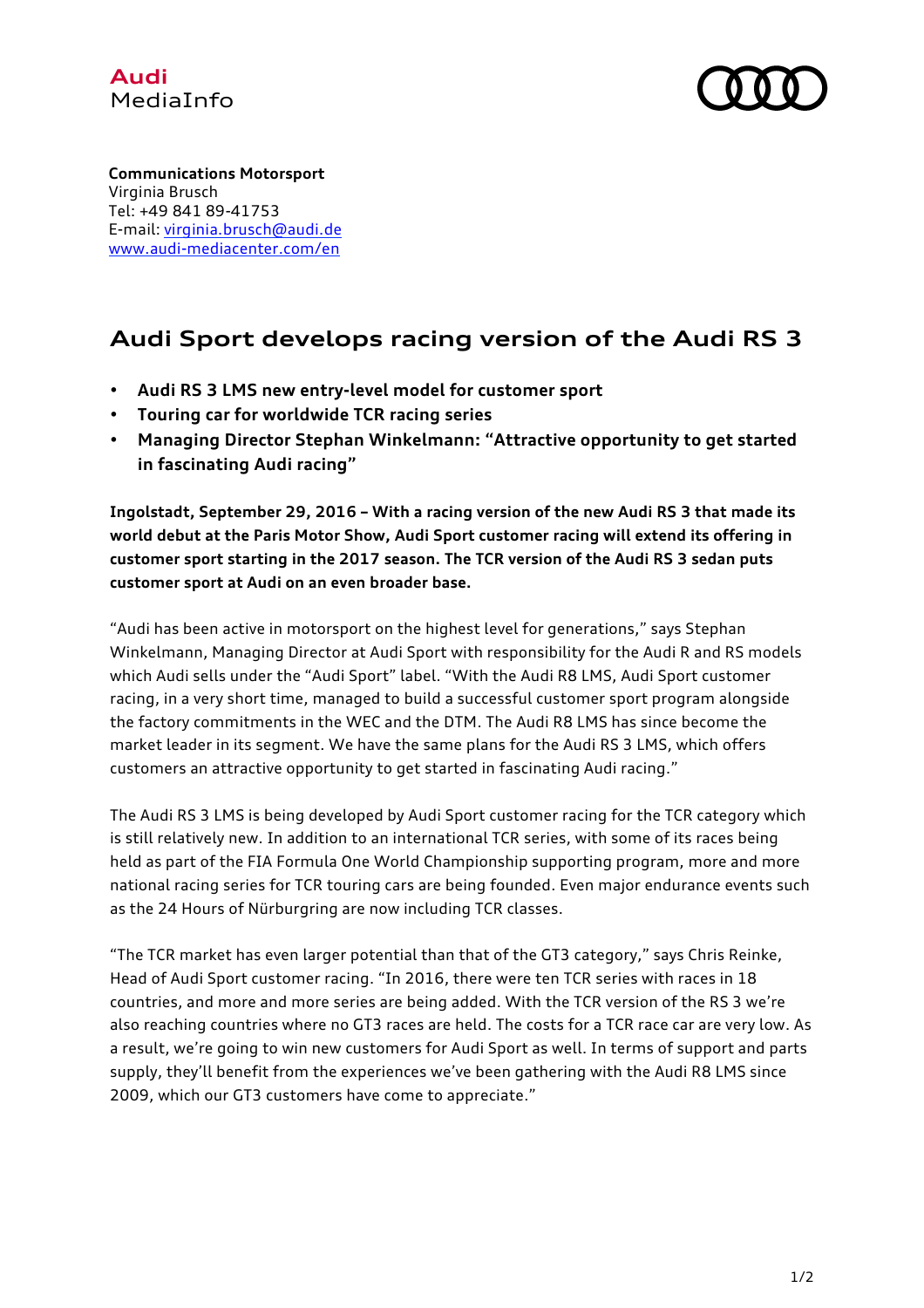Audi
MediaInfo

**Communications Motorsport**
Virginia Brusch
Tel: +49 841 89-41753
E-mail: virginia.brusch@audi.de
www.audi-mediacenter.com/en

# Audi Sport develops racing version of the Audi RS 3

- **Audi RS 3 LMS new entry-level model for customer sport**
- **Touring car for worldwide TCR racing series**
- **Managing Director Stephan Winkelmann: "Attractive opportunity to get started in fascinating Audi racing"**

**Ingolstadt, September 29, 2016 – With a racing version of the new Audi RS 3 that made its world debut at the Paris Motor Show, Audi Sport customer racing will extend its offering in customer sport starting in the 2017 season. The TCR version of the Audi RS 3 sedan puts customer sport at Audi on an even broader base.**

"Audi has been active in motorsport on the highest level for generations," says Stephan Winkelmann, Managing Director at Audi Sport with responsibility for the Audi R and RS models which Audi sells under the "Audi Sport" label. "With the Audi R8 LMS, Audi Sport customer racing, in a very short time, managed to build a successful customer sport program alongside the factory commitments in the WEC and the DTM. The Audi R8 LMS has since become the market leader in its segment. We have the same plans for the Audi RS 3 LMS, which offers customers an attractive opportunity to get started in fascinating Audi racing."

The Audi RS 3 LMS is being developed by Audi Sport customer racing for the TCR category which is still relatively new. In addition to an international TCR series, with some of its races being held as part of the FIA Formula One World Championship supporting program, more and more national racing series for TCR touring cars are being founded. Even major endurance events such as the 24 Hours of Nürburgring are now including TCR classes.

"The TCR market has even larger potential than that of the GT3 category," says Chris Reinke, Head of Audi Sport customer racing. "In 2016, there were ten TCR series with races in 18 countries, and more and more series are being added. With the TCR version of the RS 3 we're also reaching countries where no GT3 races are held. The costs for a TCR race car are very low. As a result, we're going to win new customers for Audi Sport as well. In terms of support and parts supply, they'll benefit from the experiences we've been gathering with the Audi R8 LMS since 2009, which our GT3 customers have come to appreciate."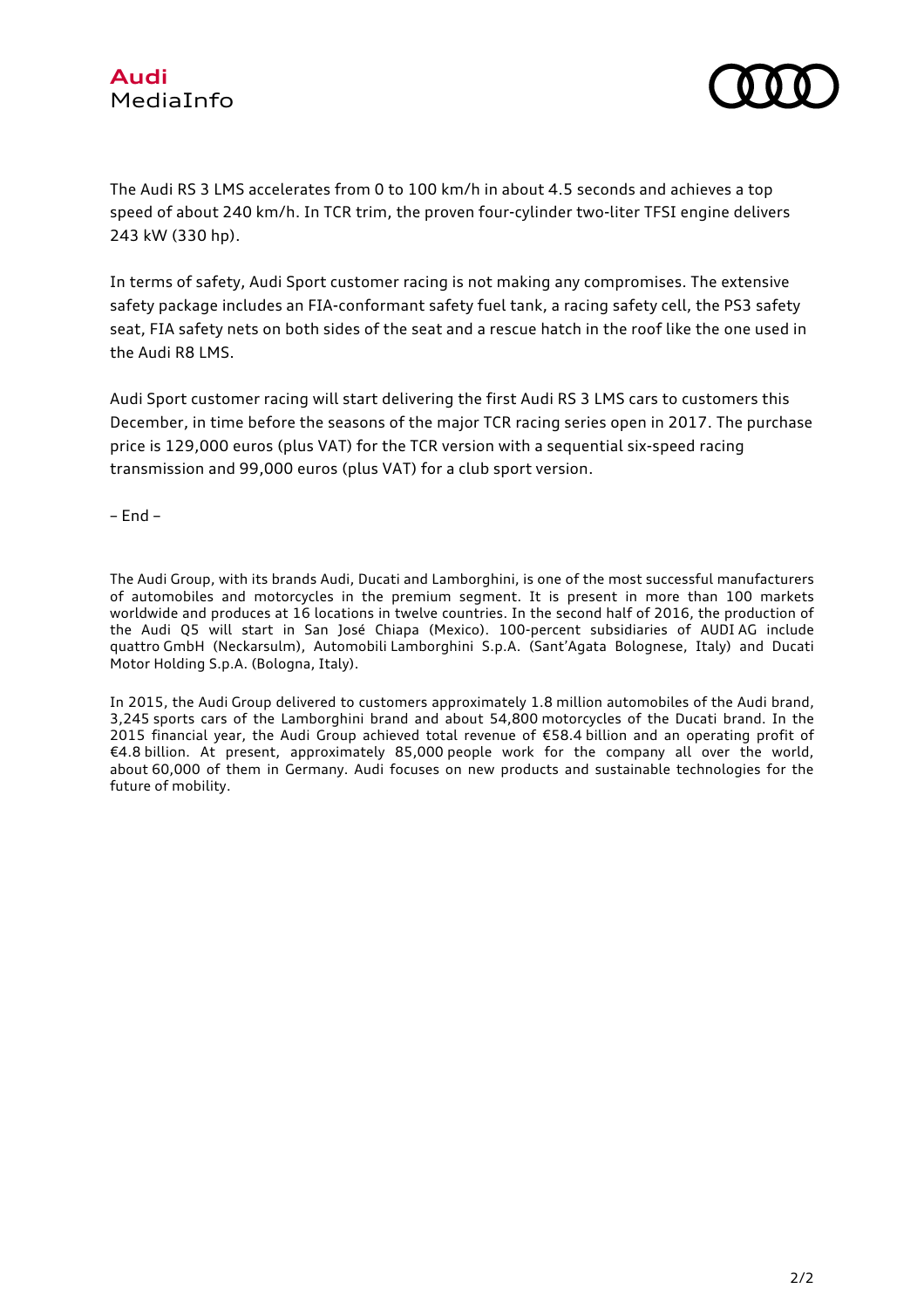The Audi RS 3 LMS accelerates from 0 to 100 km/h in about 4.5 seconds and achieves a top speed of about 240 km/h. In TCR trim, the proven four-cylinder two-liter TFSI engine delivers 243 kW (330 hp).

In terms of safety, Audi Sport customer racing is not making any compromises. The extensive safety package includes an FIA-conformant safety fuel tank, a racing safety cell, the PS3 safety seat, FIA safety nets on both sides of the seat and a rescue hatch in the roof like the one used in the Audi R8 LMS.

Audi Sport customer racing will start delivering the first Audi RS 3 LMS cars to customers this December, in time before the seasons of the major TCR racing series open in 2017. The purchase price is 129,000 euros (plus VAT) for the TCR version with a sequential six-speed racing transmission and 99,000 euros (plus VAT) for a club sport version.

– End –

The Audi Group, with its brands Audi, Ducati and Lamborghini, is one of the most successful manufacturers of automobiles and motorcycles in the premium segment. It is present in more than 100 markets worldwide and produces at 16 locations in twelve countries. In the second half of 2016, the production of the Audi Q5 will start in San José Chiapa (Mexico). 100-percent subsidiaries of AUDI AG include quattro GmbH (Neckarsulm), Automobili Lamborghini S.p.A. (Sant'Agata Bolognese, Italy) and Ducati Motor Holding S.p.A. (Bologna, Italy).

In 2015, the Audi Group delivered to customers approximately 1.8 million automobiles of the Audi brand, 3,245 sports cars of the Lamborghini brand and about 54,800 motorcycles of the Ducati brand. In the 2015 financial year, the Audi Group achieved total revenue of €58.4 billion and an operating profit of €4.8 billion. At present, approximately 85,000 people work for the company all over the world, about 60,000 of them in Germany. Audi focuses on new products and sustainable technologies for the future of mobility.